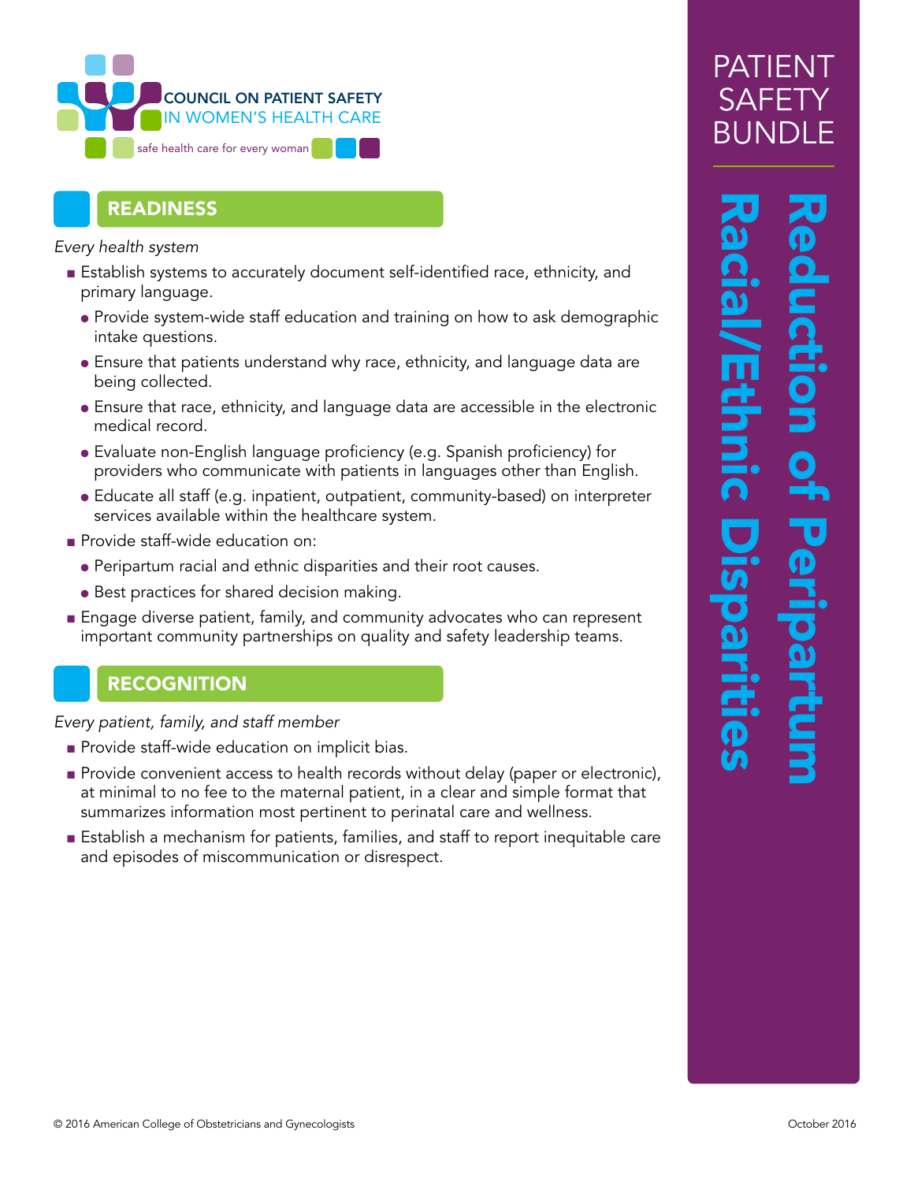COUNCIL ON PATIENT SAFETY IN WOMEN'S HEALTH CARE

safe health care for every woman

# PATIENT SAFETY BUNDLE

# Reduction of Peripartum Racial/Ethnic Disparities

## READINESS

*Every health system*

- Establish systems to accurately document self-identified race, ethnicity, and primary language.
  - Provide system-wide staff education and training on how to ask demographic intake questions.
  - Ensure that patients understand why race, ethnicity, and language data are being collected.
  - Ensure that race, ethnicity, and language data are accessible in the electronic medical record.
  - Evaluate non-English language proficiency (e.g. Spanish proficiency) for providers who communicate with patients in languages other than English.
  - Educate all staff (e.g. inpatient, outpatient, community-based) on interpreter services available within the healthcare system.
- Provide staff-wide education on:
  - Peripartum racial and ethnic disparities and their root causes.
  - Best practices for shared decision making.
- Engage diverse patient, family, and community advocates who can represent important community partnerships on quality and safety leadership teams.

## RECOGNITION

*Every patient, family, and staff member*

- Provide staff-wide education on implicit bias.
- Provide convenient access to health records without delay (paper or electronic), at minimal to no fee to the maternal patient, in a clear and simple format that summarizes information most pertinent to perinatal care and wellness.
- Establish a mechanism for patients, families, and staff to report inequitable care and episodes of miscommunication or disrespect.

© 2016 American College of Obstetricians and Gynecologists

October 2016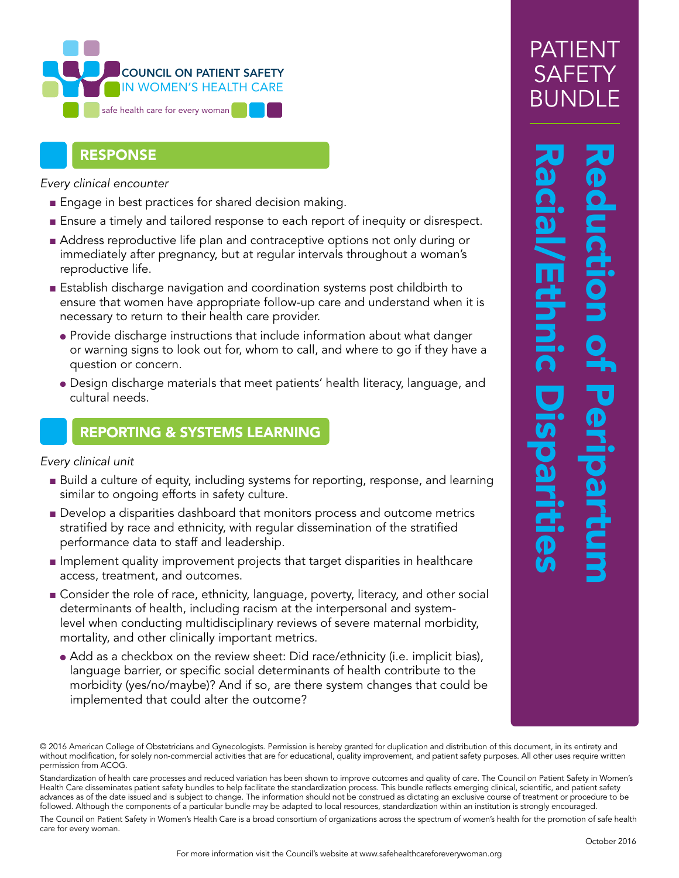COUNCIL ON PATIENT SAFETY IN WOMEN'S HEALTH CARE

safe health care for every woman

PATIENT SAFETY BUNDLE

**Reduction of Peripartum Racial/Ethnic Disparities**

## RESPONSE

*Every clinical encounter*

- Engage in best practices for shared decision making.
- Ensure a timely and tailored response to each report of inequity or disrespect.
- Address reproductive life plan and contraceptive options not only during or immediately after pregnancy, but at regular intervals throughout a woman's reproductive life.
- Establish discharge navigation and coordination systems post childbirth to ensure that women have appropriate follow-up care and understand when it is necessary to return to their health care provider.
  - Provide discharge instructions that include information about what danger or warning signs to look out for, whom to call, and where to go if they have a question or concern.
  - Design discharge materials that meet patients' health literacy, language, and cultural needs.

## REPORTING & SYSTEMS LEARNING

*Every clinical unit*

- Build a culture of equity, including systems for reporting, response, and learning similar to ongoing efforts in safety culture.
- Develop a disparities dashboard that monitors process and outcome metrics stratified by race and ethnicity, with regular dissemination of the stratified performance data to staff and leadership.
- Implement quality improvement projects that target disparities in healthcare access, treatment, and outcomes.
- Consider the role of race, ethnicity, language, poverty, literacy, and other social determinants of health, including racism at the interpersonal and system-level when conducting multidisciplinary reviews of severe maternal morbidity, mortality, and other clinically important metrics.
  - Add as a checkbox on the review sheet: Did race/ethnicity (i.e. implicit bias), language barrier, or specific social determinants of health contribute to the morbidity (yes/no/maybe)? And if so, are there system changes that could be implemented that could alter the outcome?

© 2016 American College of Obstetricians and Gynecologists. Permission is hereby granted for duplication and distribution of this document, in its entirety and without modification, for solely non-commercial activities that are for educational, quality improvement, and patient safety purposes. All other uses require written permission from ACOG.

Standardization of health care processes and reduced variation has been shown to improve outcomes and quality of care. The Council on Patient Safety in Women's Health Care disseminates patient safety bundles to help facilitate the standardization process. This bundle reflects emerging clinical, scientific, and patient safety advances as of the date issued and is subject to change. The information should not be construed as dictating an exclusive course of treatment or procedure to be followed. Although the components of a particular bundle may be adapted to local resources, standardization within an institution is strongly encouraged.

The Council on Patient Safety in Women's Health Care is a broad consortium of organizations across the spectrum of women's health for the promotion of safe health care for every woman.

October 2016

For more information visit the Council's website at www.safehealthcareforeverywoman.org